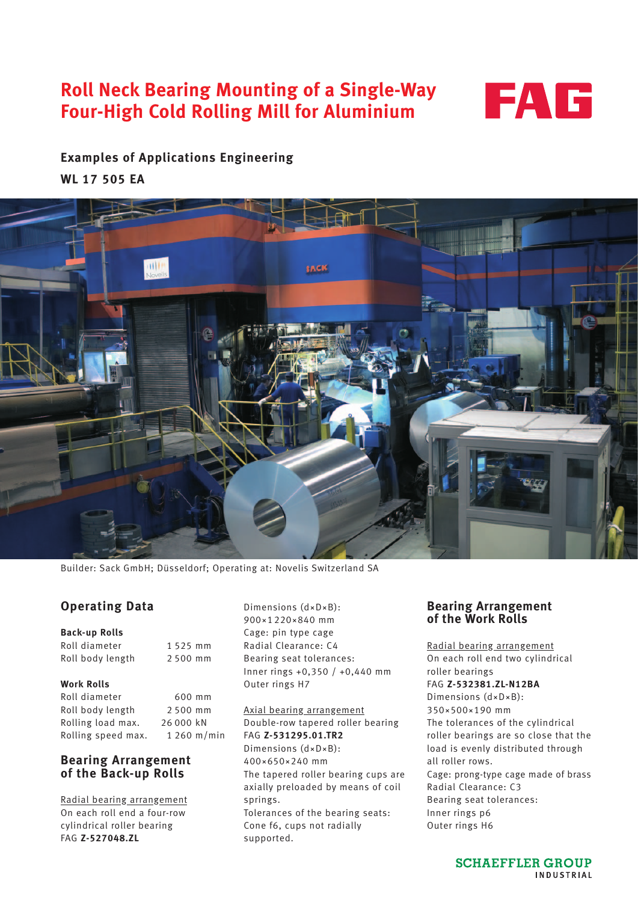# Roll Neck Bearing Mounting of a Single-Way Four-High Cold Rolling Mill for Aluminium

FAG

**Examples of Applications Engineering**

**WL 17 505 EA**

Builder: Sack GmbH; Düsseldorf; Operating at: Novelis Switzerland SA

## Operating Data

**Back-up Rolls**

| | |
|---|---|
| Roll diameter | 1 525 mm |
| Roll body length | 2 500 mm |

**Work Rolls**

| | |
|---|---|
| Roll diameter | 600 mm |
| Roll body length | 2 500 mm |
| Rolling load max. | 26 000 kN |
| Rolling speed max. | 1 260 m/min |

## Bearing Arrangement of the Back-up Rolls

Radial bearing arrangement

On each roll end a four-row cylindrical roller bearing
FAG **Z-527048.ZL**
Dimensions (d×D×B):
900×1 220×840 mm
Cage: pin type cage
Radial Clearance: C4
Bearing seat tolerances:
Inner rings +0,350 / +0,440 mm
Outer rings H7

Axial bearing arrangement

Double-row tapered roller bearing
FAG **Z-531295.01.TR2**
Dimensions (d×D×B):
400×650×240 mm
The tapered roller bearing cups are axially preloaded by means of coil springs.
Tolerances of the bearing seats:
Cone f6, cups not radially supported.

## Bearing Arrangement of the Work Rolls

Radial bearing arrangement

On each roll end two cylindrical roller bearings
FAG **Z-532381.ZL-N12BA**
Dimensions (d×D×B):
350×500×190 mm
The tolerances of the cylindrical roller bearings are so close that the load is evenly distributed through all roller rows.
Cage: prong-type cage made of brass
Radial Clearance: C3
Bearing seat tolerances:
Inner rings p6
Outer rings H6

SCHAEFFLER GROUP
INDUSTRIAL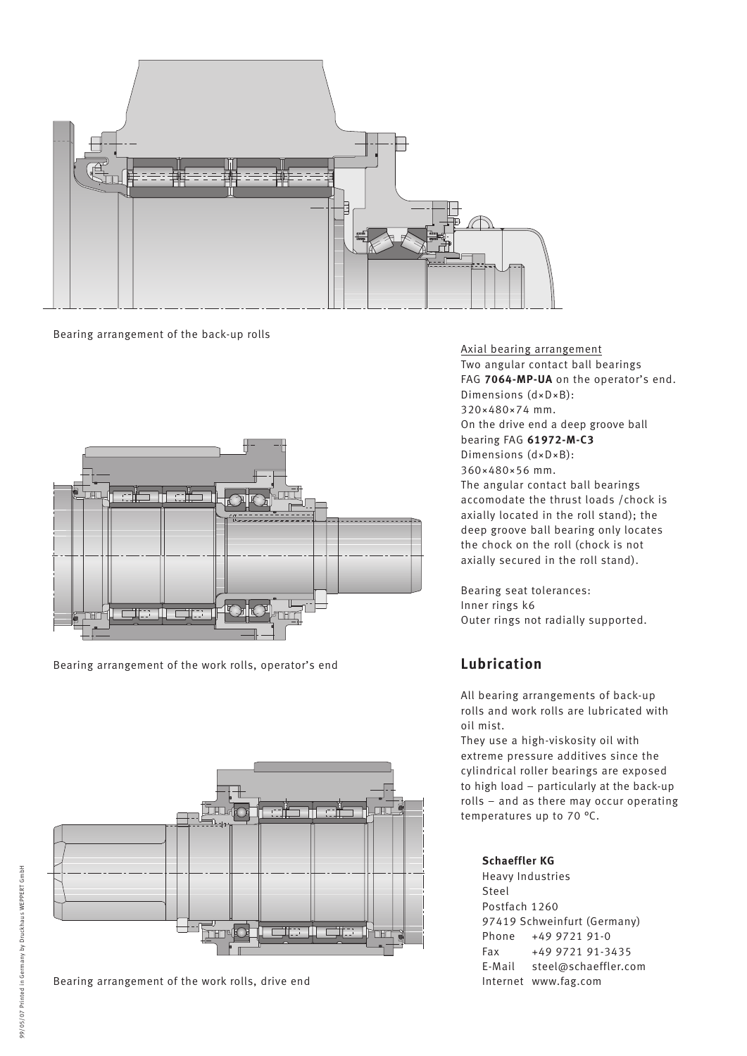Bearing arrangement of the back-up rolls

Bearing arrangement of the work rolls, operator's end

Bearing arrangement of the work rolls, drive end

Axial bearing arrangement

Two angular contact ball bearings FAG **7064-MP-UA** on the operator's end. Dimensions (d×D×B): 320×480×74 mm.

On the drive end a deep groove ball bearing FAG **61972-M-C3**

Dimensions (d×D×B): 360×480×56 mm.

The angular contact ball bearings accomodate the thrust loads /chock is axially located in the roll stand); the deep groove ball bearing only locates the chock on the roll (chock is not axially secured in the roll stand).

Bearing seat tolerances:
Inner rings k6
Outer rings not radially supported.

## Lubrication

All bearing arrangements of back-up rolls and work rolls are lubricated with oil mist.

They use a high-viskosity oil with extreme pressure additives since the cylindrical roller bearings are exposed to high load – particularly at the back-up rolls – and as there may occur operating temperatures up to 70 °C.

**Schaeffler KG**
Heavy Industries
Steel
Postfach 1260
97419 Schweinfurt (Germany)
Phone +49 9721 91-0
Fax +49 9721 91-3435
E-Mail steel@schaeffler.com
Internet www.fag.com

99/05/07 Printed in Germany by Druckhaus WEPPERT GmbH